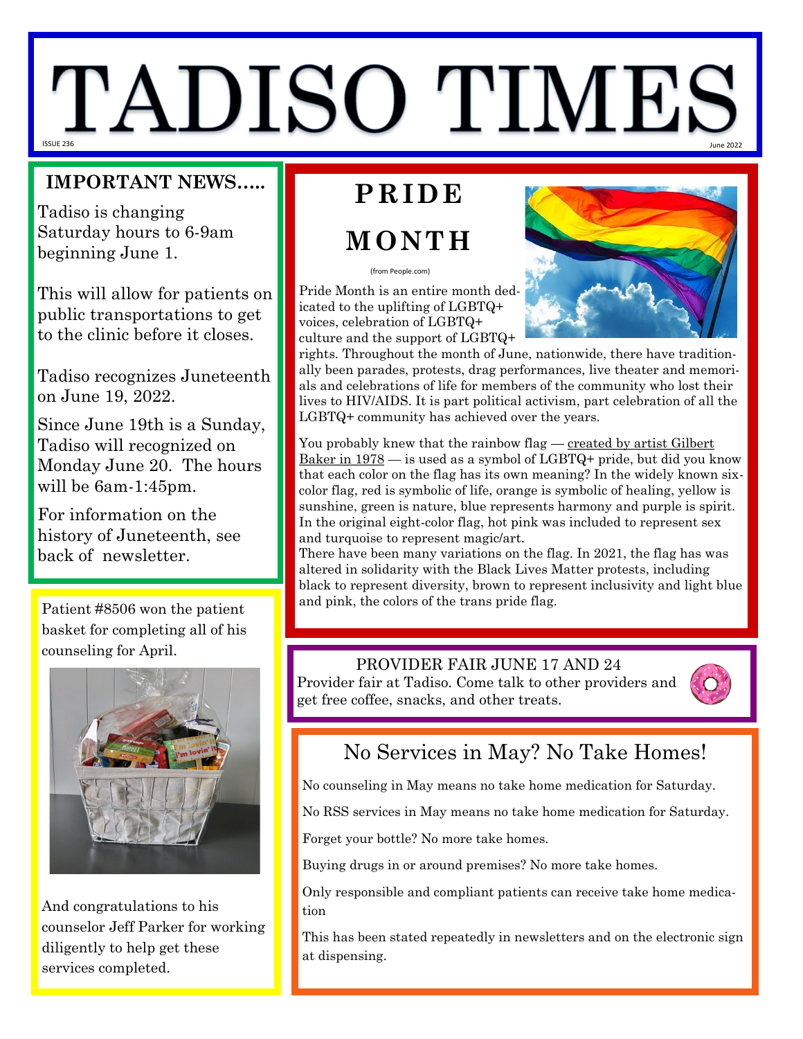# TADISO TIMES

ISSUE 236

June 2022

## IMPORTANT NEWS…..

Tadiso is changing Saturday hours to 6-9am beginning June 1.

This will allow for patients on public transportations to get to the clinic before it closes.

Tadiso recognizes Juneteenth on June 19, 2022.

Since June 19th is a Sunday, Tadiso will recognized on Monday June 20. The hours will be 6am-1:45pm.

For information on the history of Juneteenth, see back of newsletter.

Patient #8506 won the patient basket for completing all of his counseling for April.

And congratulations to his counselor Jeff Parker for working diligently to help get these services completed.

## PRIDE MONTH

(from People.com)

Pride Month is an entire month dedicated to the uplifting of LGBTQ+ voices, celebration of LGBTQ+ culture and the support of LGBTQ+ rights. Throughout the month of June, nationwide, there have traditionally been parades, protests, drag performances, live theater and memorials and celebrations of life for members of the community who lost their lives to HIV/AIDS. It is part political activism, part celebration of all the LGBTQ+ community has achieved over the years.

You probably knew that the rainbow flag — created by artist Gilbert Baker in 1978 — is used as a symbol of LGBTQ+ pride, but did you know that each color on the flag has its own meaning? In the widely known six-color flag, red is symbolic of life, orange is symbolic of healing, yellow is sunshine, green is nature, blue represents harmony and purple is spirit. In the original eight-color flag, hot pink was included to represent sex and turquoise to represent magic/art.

There have been many variations on the flag. In 2021, the flag has was altered in solidarity with the Black Lives Matter protests, including black to represent diversity, brown to represent inclusivity and light blue and pink, the colors of the trans pride flag.

## PROVIDER FAIR JUNE 17 AND 24

Provider fair at Tadiso. Come talk to other providers and get free coffee, snacks, and other treats.

## No Services in May? No Take Homes!

No counseling in May means no take home medication for Saturday.

No RSS services in May means no take home medication for Saturday.

Forget your bottle? No more take homes.

Buying drugs in or around premises? No more take homes.

Only responsible and compliant patients can receive take home medication

This has been stated repeatedly in newsletters and on the electronic sign at dispensing.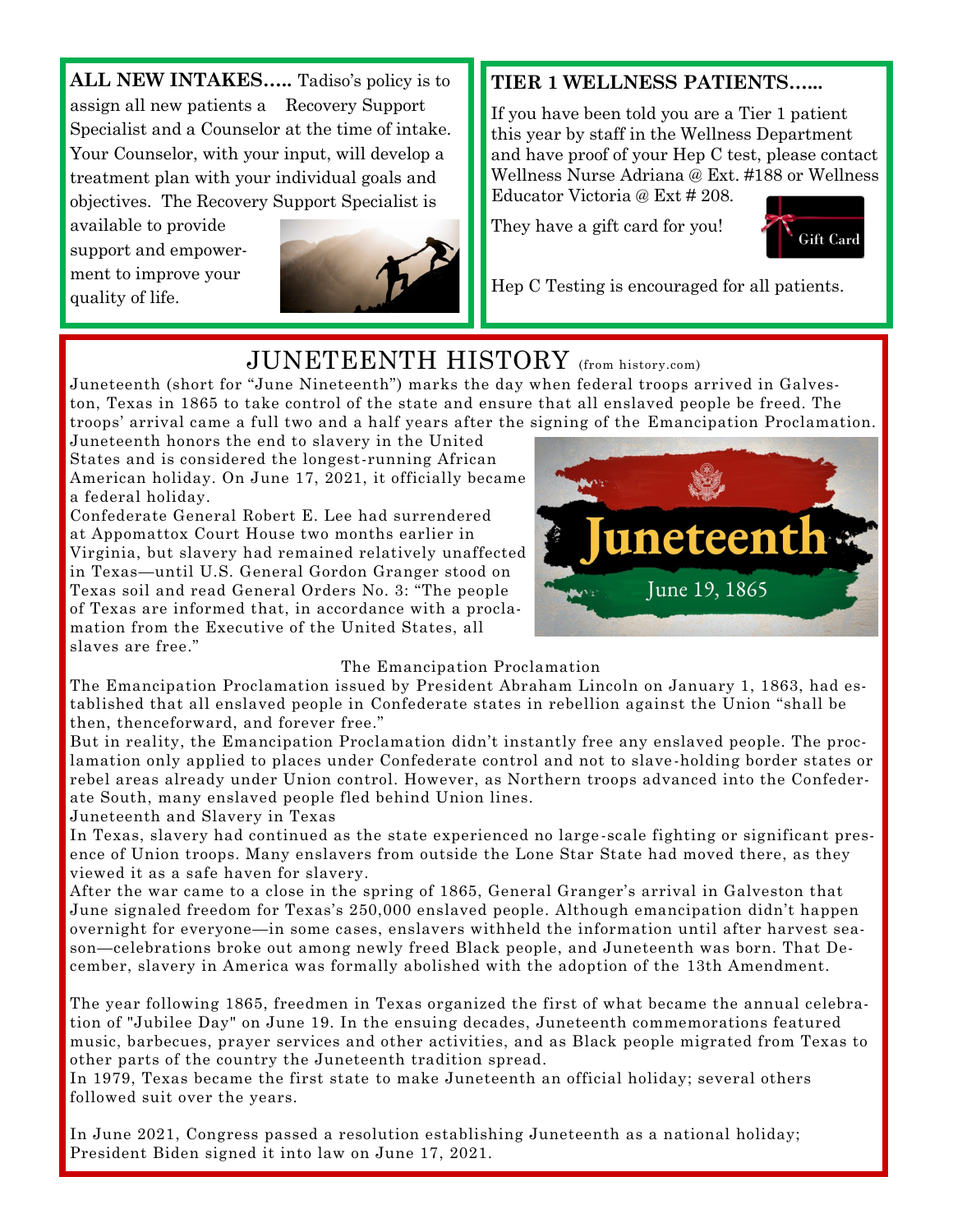**ALL NEW INTAKES…..** Tadiso's policy is to assign all new patients a Recovery Support Specialist and a Counselor at the time of intake. Your Counselor, with your input, will develop a treatment plan with your individual goals and objectives. The Recovery Support Specialist is available to provide support and empowerment to improve your quality of life.

**TIER 1 WELLNESS PATIENTS…...**

If you have been told you are a Tier 1 patient this year by staff in the Wellness Department and have proof of your Hep C test, please contact Wellness Nurse Adriana @ Ext. #188 or Wellness Educator Victoria @ Ext # 208.

They have a gift card for you!

Hep C Testing is encouraged for all patients.

# JUNETEENTH HISTORY (from history.com)

Juneteenth (short for "June Nineteenth") marks the day when federal troops arrived in Galveston, Texas in 1865 to take control of the state and ensure that all enslaved people be freed. The troops' arrival came a full two and a half years after the signing of the Emancipation Proclamation.

Juneteenth honors the end to slavery in the United States and is considered the longest-running African American holiday. On June 17, 2021, it officially became a federal holiday.

Confederate General Robert E. Lee had surrendered at Appomattox Court House two months earlier in Virginia, but slavery had remained relatively unaffected in Texas—until U.S. General Gordon Granger stood on Texas soil and read General Orders No. 3: "The people of Texas are informed that, in accordance with a proclamation from the Executive of the United States, all slaves are free."

## The Emancipation Proclamation

The Emancipation Proclamation issued by President Abraham Lincoln on January 1, 1863, had established that all enslaved people in Confederate states in rebellion against the Union "shall be then, thenceforward, and forever free."

But in reality, the Emancipation Proclamation didn't instantly free any enslaved people. The proclamation only applied to places under Confederate control and not to slave-holding border states or rebel areas already under Union control. However, as Northern troops advanced into the Confederate South, many enslaved people fled behind Union lines.

## Juneteenth and Slavery in Texas

In Texas, slavery had continued as the state experienced no large-scale fighting or significant presence of Union troops. Many enslavers from outside the Lone Star State had moved there, as they viewed it as a safe haven for slavery.

After the war came to a close in the spring of 1865, General Granger's arrival in Galveston that June signaled freedom for Texas's 250,000 enslaved people. Although emancipation didn't happen overnight for everyone—in some cases, enslavers withheld the information until after harvest season—celebrations broke out among newly freed Black people, and Juneteenth was born. That December, slavery in America was formally abolished with the adoption of the 13th Amendment.

The year following 1865, freedmen in Texas organized the first of what became the annual celebration of "Jubilee Day" on June 19. In the ensuing decades, Juneteenth commemorations featured music, barbecues, prayer services and other activities, and as Black people migrated from Texas to other parts of the country the Juneteenth tradition spread.

In 1979, Texas became the first state to make Juneteenth an official holiday; several others followed suit over the years.

In June 2021, Congress passed a resolution establishing Juneteenth as a national holiday; President Biden signed it into law on June 17, 2021.